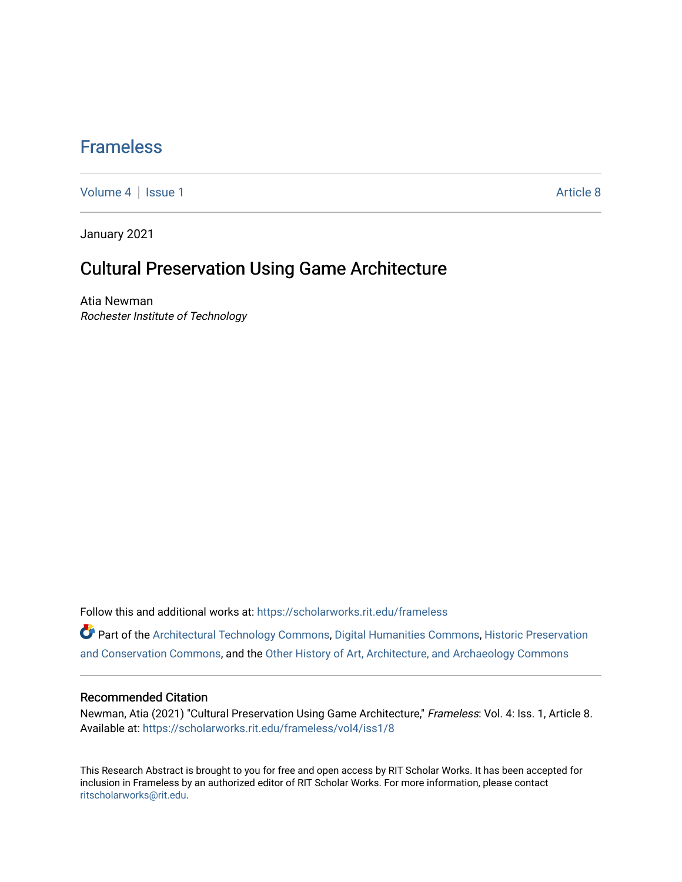# Frameless

Volume 4 | Issue 1 Article 8

January 2021

## Cultural Preservation Using Game Architecture

Atia Newman
*Rochester Institute of Technology*

Follow this and additional works at: https://scholarworks.rit.edu/frameless

Part of the Architectural Technology Commons, Digital Humanities Commons, Historic Preservation and Conservation Commons, and the Other History of Art, Architecture, and Archaeology Commons

### Recommended Citation

Newman, Atia (2021) "Cultural Preservation Using Game Architecture," *Frameless*: Vol. 4: Iss. 1, Article 8.
Available at: https://scholarworks.rit.edu/frameless/vol4/iss1/8

This Research Abstract is brought to you for free and open access by RIT Scholar Works. It has been accepted for inclusion in Frameless by an authorized editor of RIT Scholar Works. For more information, please contact ritscholarworks@rit.edu.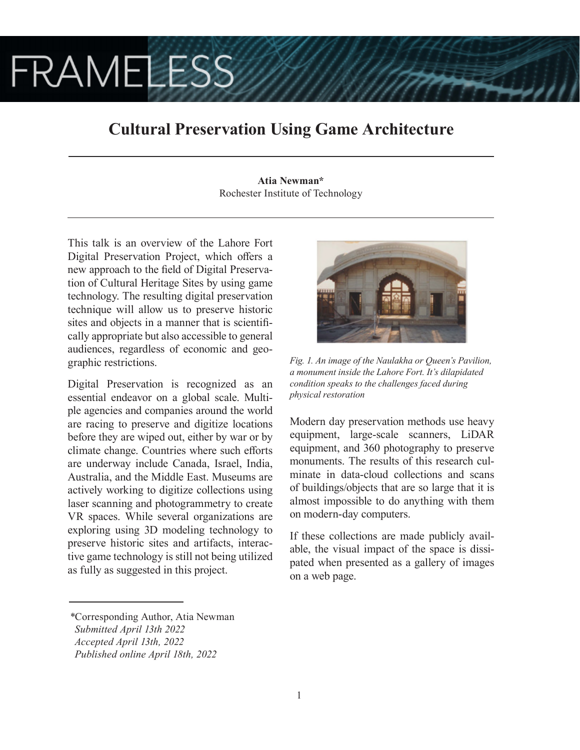# Cultural Preservation Using Game Architecture

**Atia Newman***
Rochester Institute of Technology

This talk is an overview of the Lahore Fort Digital Preservation Project, which offers a new approach to the field of Digital Preservation of Cultural Heritage Sites by using game technology. The resulting digital preservation technique will allow us to preserve historic sites and objects in a manner that is scientifically appropriate but also accessible to general audiences, regardless of economic and geographic restrictions.

Digital Preservation is recognized as an essential endeavor on a global scale. Multiple agencies and companies around the world are racing to preserve and digitize locations before they are wiped out, either by war or by climate change. Countries where such efforts are underway include Canada, Israel, India, Australia, and the Middle East. Museums are actively working to digitize collections using laser scanning and photogrammetry to create VR spaces. While several organizations are exploring using 3D modeling technology to preserve historic sites and artifacts, interactive game technology is still not being utilized as fully as suggested in this project.

*Fig. 1. An image of the Naulakha or Queen's Pavilion, a monument inside the Lahore Fort. It's dilapidated condition speaks to the challenges faced during physical restoration*

Modern day preservation methods use heavy equipment, large-scale scanners, LiDAR equipment, and 360 photography to preserve monuments. The results of this research culminate in data-cloud collections and scans of buildings/objects that are so large that it is almost impossible to do anything with them on modern-day computers.

If these collections are made publicly available, the visual impact of the space is dissipated when presented as a gallery of images on a web page.

---

*Corresponding Author, Atia Newman
*Submitted April 13th 2022*
*Accepted April 13th, 2022*
*Published online April 18th, 2022*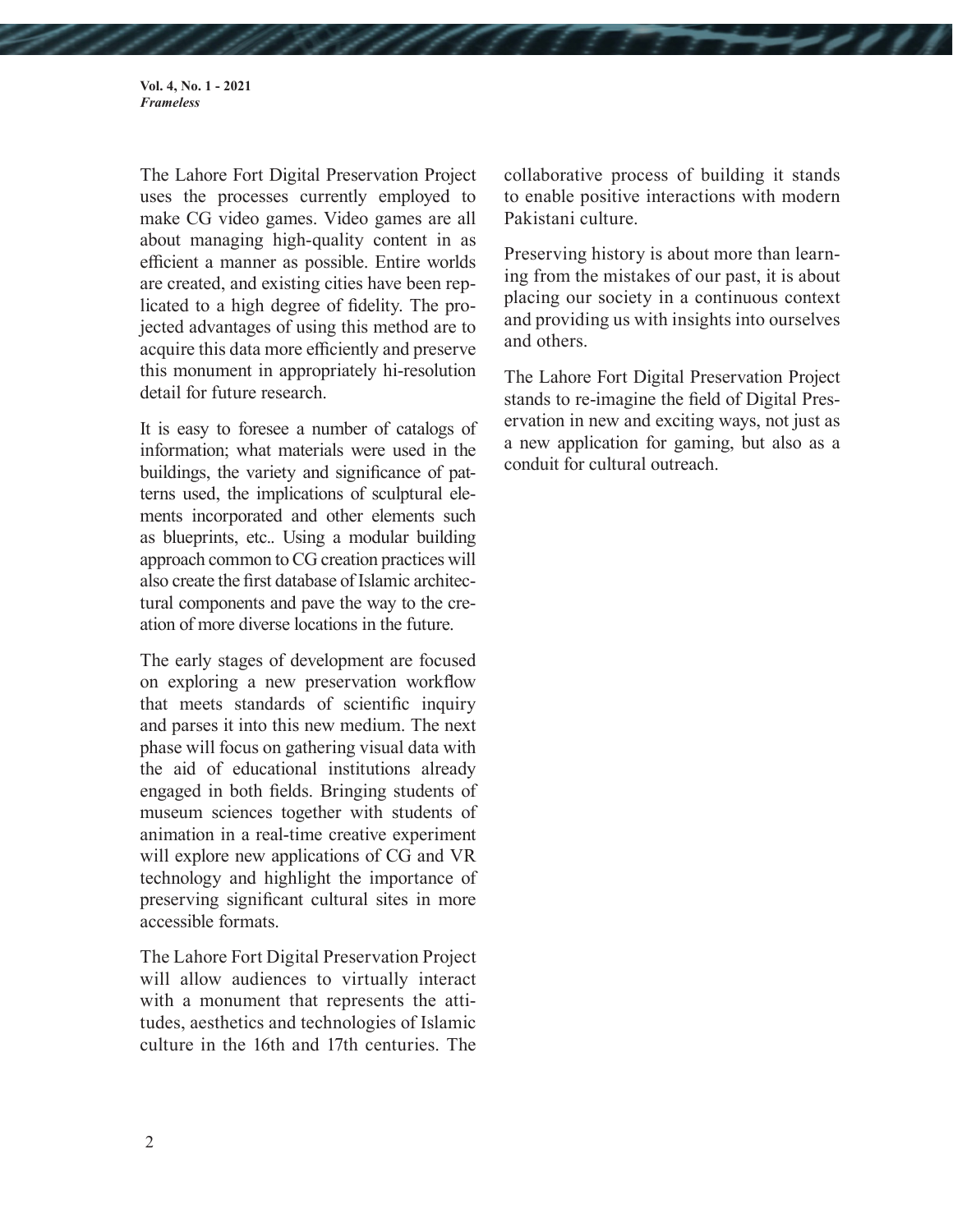The Lahore Fort Digital Preservation Project uses the processes currently employed to make CG video games. Video games are all about managing high-quality content in as efficient a manner as possible. Entire worlds are created, and existing cities have been replicated to a high degree of fidelity. The projected advantages of using this method are to acquire this data more efficiently and preserve this monument in appropriately hi-resolution detail for future research.

It is easy to foresee a number of catalogs of information; what materials were used in the buildings, the variety and significance of patterns used, the implications of sculptural elements incorporated and other elements such as blueprints, etc.. Using a modular building approach common to CG creation practices will also create the first database of Islamic architectural components and pave the way to the creation of more diverse locations in the future.

The early stages of development are focused on exploring a new preservation workflow that meets standards of scientific inquiry and parses it into this new medium. The next phase will focus on gathering visual data with the aid of educational institutions already engaged in both fields. Bringing students of museum sciences together with students of animation in a real-time creative experiment will explore new applications of CG and VR technology and highlight the importance of preserving significant cultural sites in more accessible formats.

The Lahore Fort Digital Preservation Project will allow audiences to virtually interact with a monument that represents the attitudes, aesthetics and technologies of Islamic culture in the 16th and 17th centuries. The collaborative process of building it stands to enable positive interactions with modern Pakistani culture.

Preserving history is about more than learning from the mistakes of our past, it is about placing our society in a continuous context and providing us with insights into ourselves and others.

The Lahore Fort Digital Preservation Project stands to re-imagine the field of Digital Preservation in new and exciting ways, not just as a new application for gaming, but also as a conduit for cultural outreach.